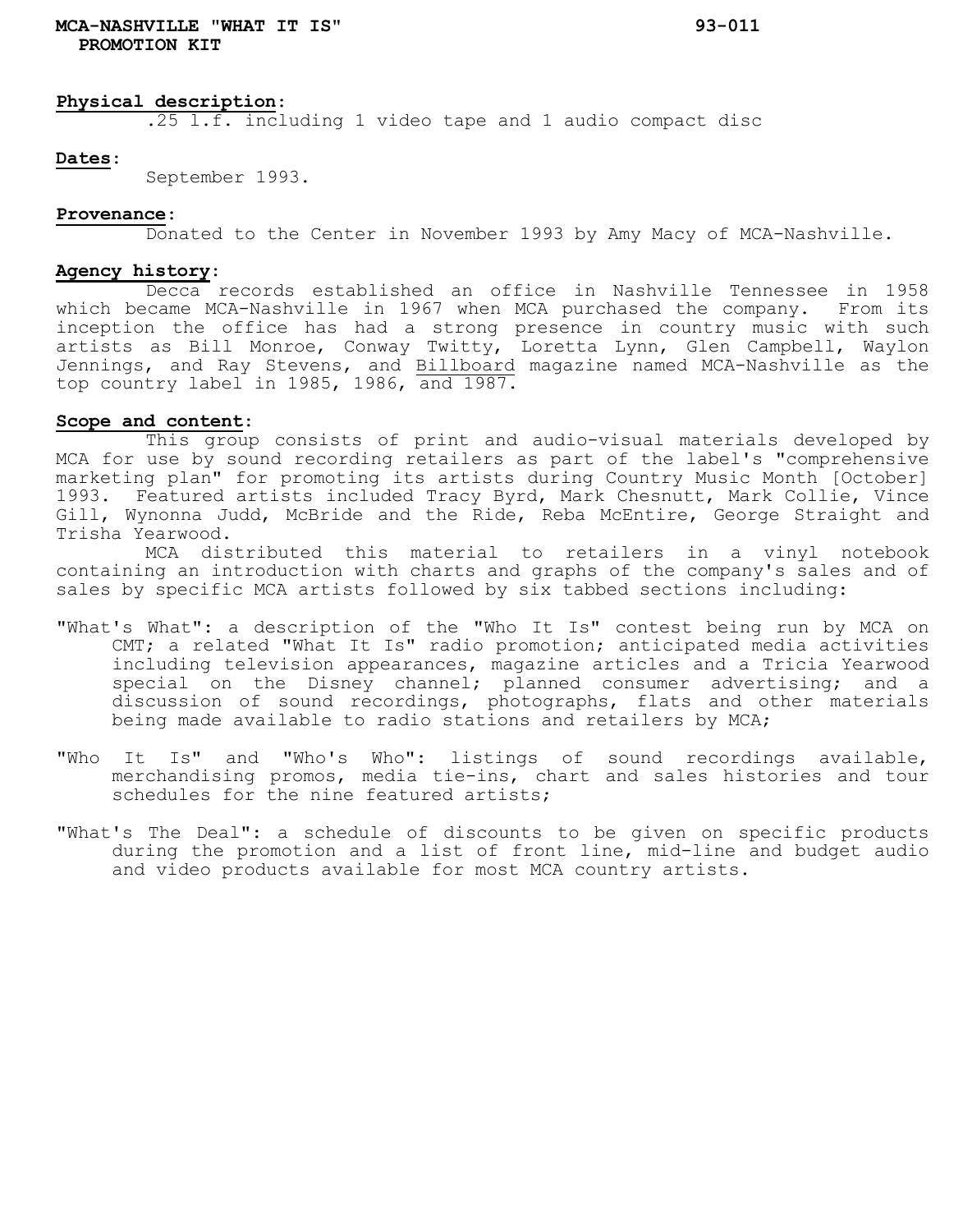# MCA-NASHVILLE "WHAT IT IS" PROMOTION KIT

93-011

**Physical description:**

.25 l.f. including 1 video tape and 1 audio compact disc

**Dates:**

September 1993.

**Provenance:**

Donated to the Center in November 1993 by Amy Macy of MCA-Nashville.

**Agency history:**

Decca records established an office in Nashville Tennessee in 1958 which became MCA-Nashville in 1967 when MCA purchased the company. From its inception the office has had a strong presence in country music with such artists as Bill Monroe, Conway Twitty, Loretta Lynn, Glen Campbell, Waylon Jennings, and Ray Stevens, and Billboard magazine named MCA-Nashville as the top country label in 1985, 1986, and 1987.

**Scope and content:**

This group consists of print and audio-visual materials developed by MCA for use by sound recording retailers as part of the label's "comprehensive marketing plan" for promoting its artists during Country Music Month [October] 1993. Featured artists included Tracy Byrd, Mark Chesnutt, Mark Collie, Vince Gill, Wynonna Judd, McBride and the Ride, Reba McEntire, George Straight and Trisha Yearwood.

MCA distributed this material to retailers in a vinyl notebook containing an introduction with charts and graphs of the company's sales and of sales by specific MCA artists followed by six tabbed sections including:

"What's What": a description of the "Who It Is" contest being run by MCA on CMT; a related "What It Is" radio promotion; anticipated media activities including television appearances, magazine articles and a Tricia Yearwood special on the Disney channel; planned consumer advertising; and a discussion of sound recordings, photographs, flats and other materials being made available to radio stations and retailers by MCA;

"Who It Is" and "Who's Who": listings of sound recordings available, merchandising promos, media tie-ins, chart and sales histories and tour schedules for the nine featured artists;

"What's The Deal": a schedule of discounts to be given on specific products during the promotion and a list of front line, mid-line and budget audio and video products available for most MCA country artists.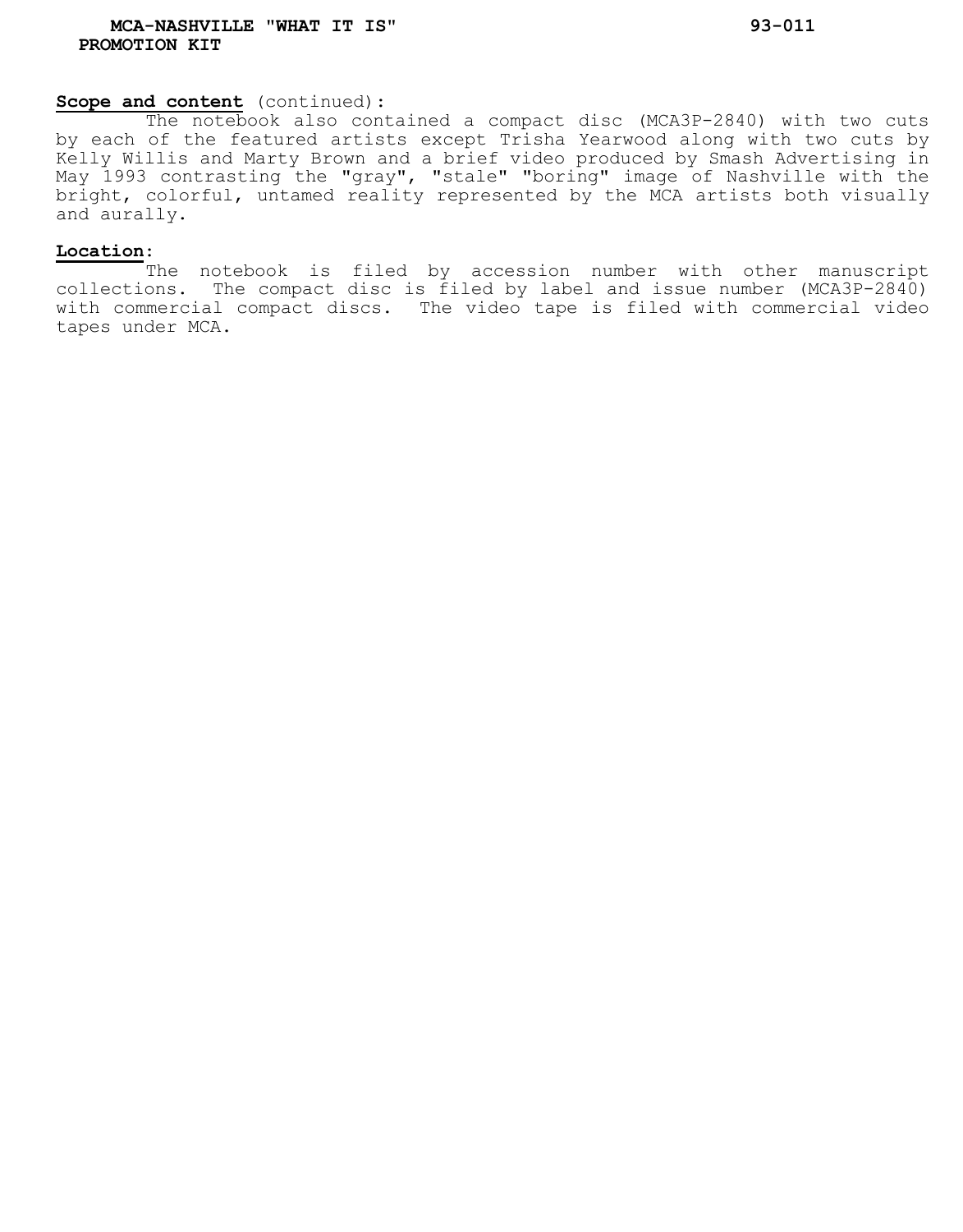**Scope and content** (continued):

The notebook also contained a compact disc (MCA3P-2840) with two cuts by each of the featured artists except Trisha Yearwood along with two cuts by Kelly Willis and Marty Brown and a brief video produced by Smash Advertising in May 1993 contrasting the "gray", "stale" "boring" image of Nashville with the bright, colorful, untamed reality represented by the MCA artists both visually and aurally.

**Location**:

The notebook is filed by accession number with other manuscript collections. The compact disc is filed by label and issue number (MCA3P-2840) with commercial compact discs. The video tape is filed with commercial video tapes under MCA.